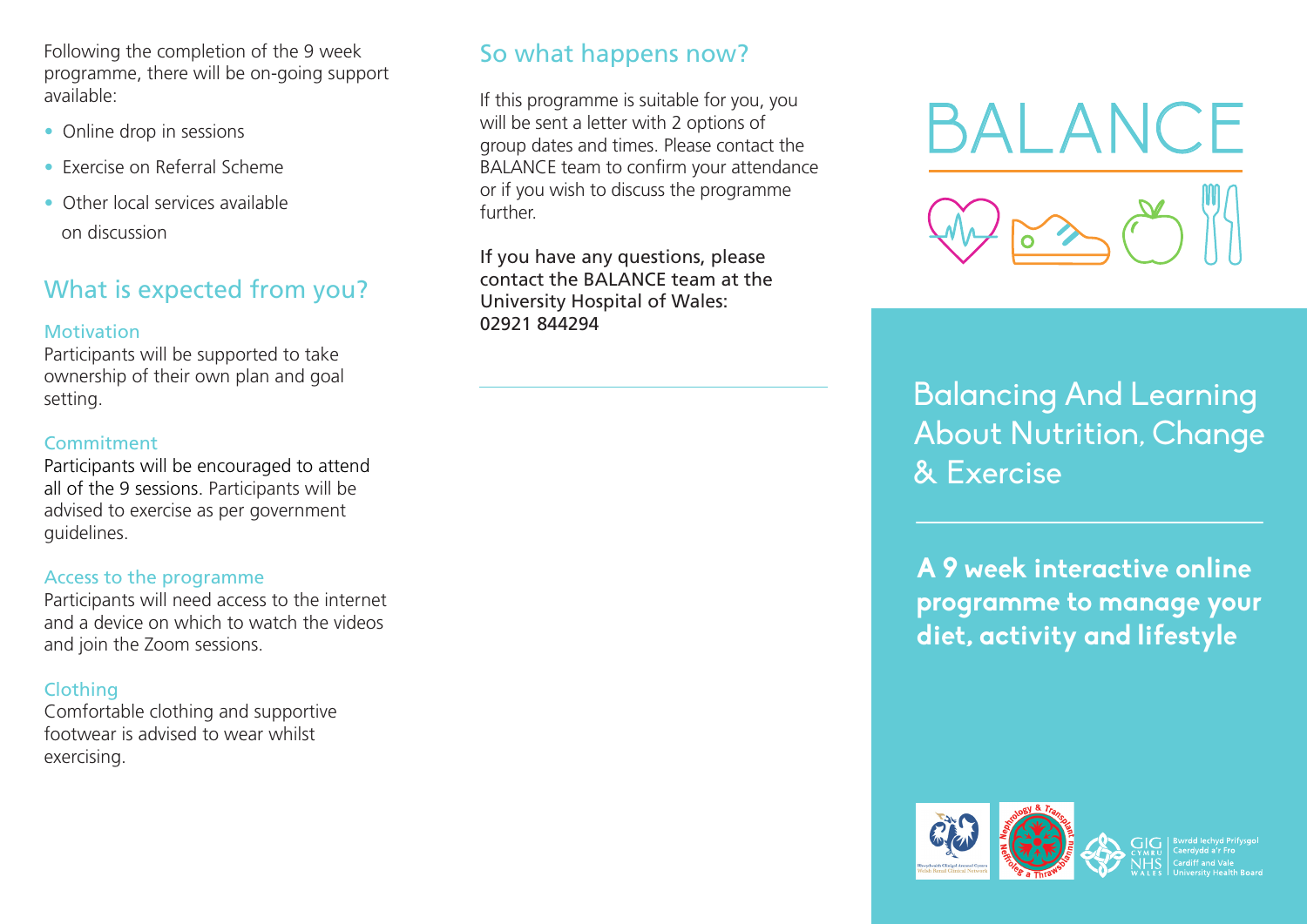Following the completion of the 9 week programme, there will be on-going support available:

- Online drop in sessions
- Exercise on Referral Scheme
- Other local services available on discussion

## What is expected from you?

### Motivation

Participants will be supported to take ownership of their own plan and goal setting.

### Commitment

Participants will be encouraged to attend all of the 9 sessions. Participants will be advised to exercise as per government guidelines.

### Access to the programme

Participants will need access to the internet and a device on which to watch the videos and join the Zoom sessions.

### Clothing

Comfortable clothing and supportive footwear is advised to wear whilst exercising.

## So what happens now?

If this programme is suitable for you, you will be sent a letter with 2 options of group dates and times. Please contact the BALANCE team to confirm your attendance or if you wish to discuss the programme further.

If you have any questions, please contact the BALANCE team at the University Hospital of Wales: 02921 844294

# BALANCE

## Balancing And Learning About Nutrition, Change & Exercise

**A 9 week interactive online programme to manage your diet, activity and lifestyle**

Rhwydwaith Clinigol Arennol Cymru
Welsh Renal Clinical Network

Nephrology & Transplant
Neffroleg a Thrawsblannu

GIG CYMRU NHS WALES
Bwrdd Iechyd Prifysgol Caerdydd a'r Fro
Cardiff and Vale University Health Board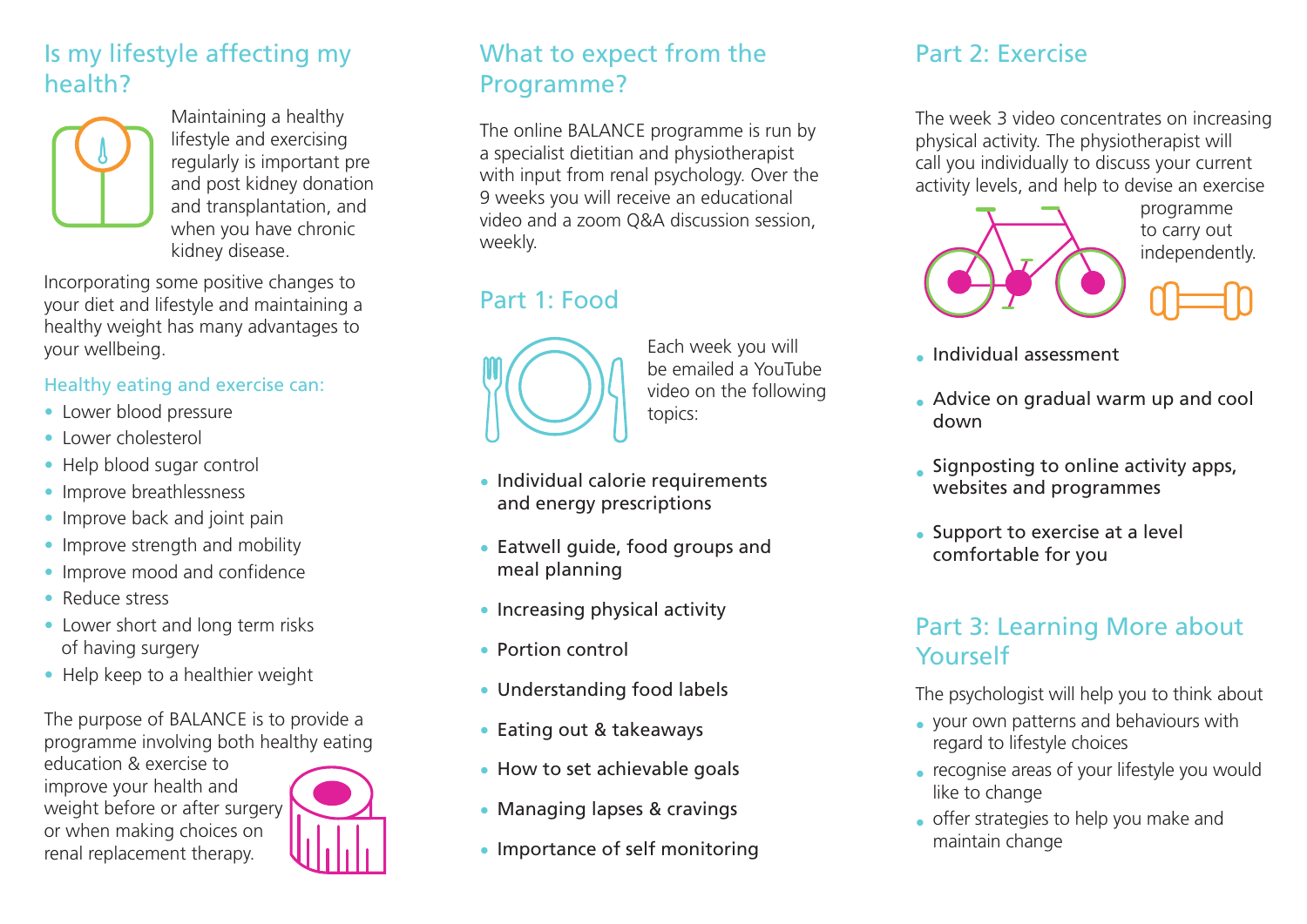## Is my lifestyle affecting my health?

Maintaining a healthy lifestyle and exercising regularly is important pre and post kidney donation and transplantation, and when you have chronic kidney disease.

Incorporating some positive changes to your diet and lifestyle and maintaining a healthy weight has many advantages to your wellbeing.

### Healthy eating and exercise can:

- Lower blood pressure
- Lower cholesterol
- Help blood sugar control
- Improve breathlessness
- Improve back and joint pain
- Improve strength and mobility
- Improve mood and confidence
- Reduce stress
- Lower short and long term risks of having surgery
- Help keep to a healthier weight

The purpose of BALANCE is to provide a programme involving both healthy eating education & exercise to improve your health and weight before or after surgery or when making choices on renal replacement therapy.

## What to expect from the Programme?

The online BALANCE programme is run by a specialist dietitian and physiotherapist with input from renal psychology. Over the 9 weeks you will receive an educational video and a zoom Q&A discussion session, weekly.

## Part 1: Food

Each week you will be emailed a YouTube video on the following topics:

- Individual calorie requirements and energy prescriptions
- Eatwell guide, food groups and meal planning
- Increasing physical activity
- Portion control
- Understanding food labels
- Eating out & takeaways
- How to set achievable goals
- Managing lapses & cravings
- Importance of self monitoring

## Part 2: Exercise

The week 3 video concentrates on increasing physical activity. The physiotherapist will call you individually to discuss your current activity levels, and help to devise an exercise programme to carry out independently.

- Individual assessment
- Advice on gradual warm up and cool down
- Signposting to online activity apps, websites and programmes
- Support to exercise at a level comfortable for you

## Part 3: Learning More about Yourself

The psychologist will help you to think about

- your own patterns and behaviours with regard to lifestyle choices
- recognise areas of your lifestyle you would like to change
- offer strategies to help you make and maintain change